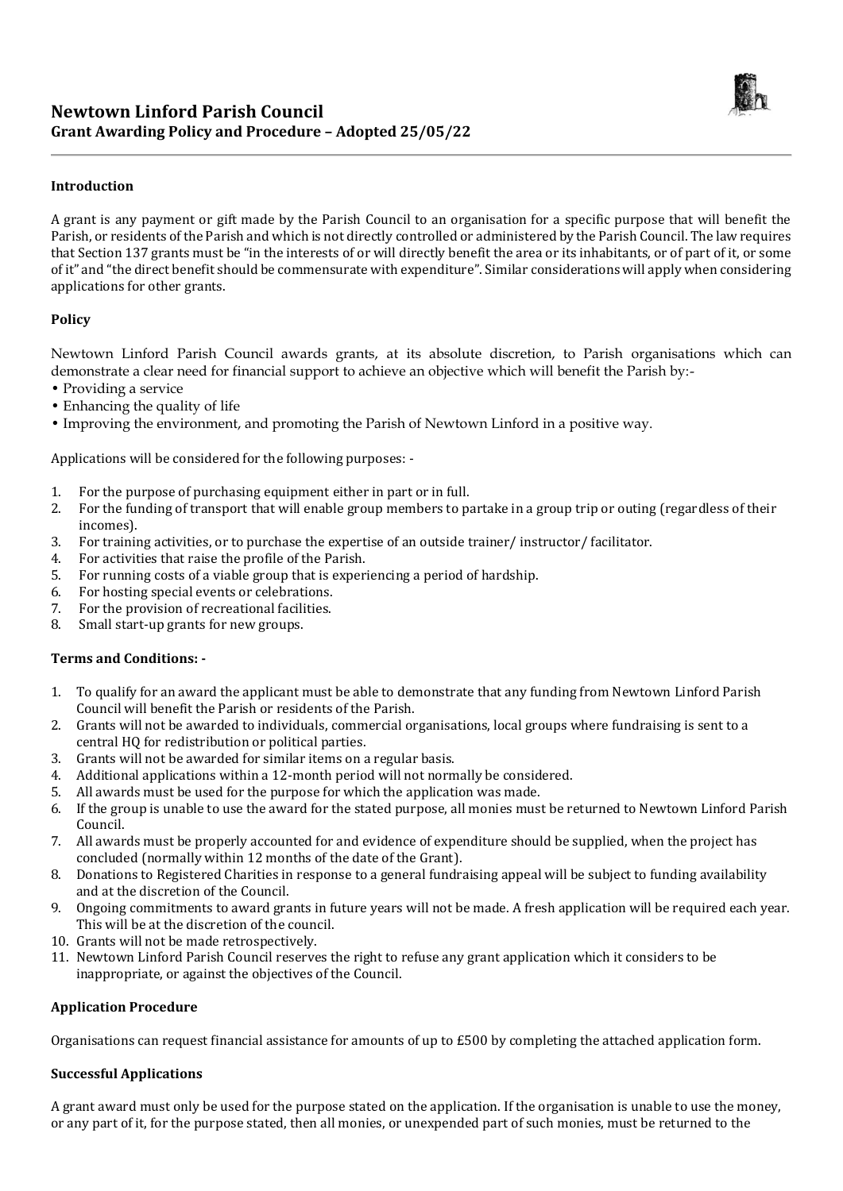# Newtown Linford Parish Council
## Grant Awarding Policy and Procedure – Adopted 25/05/22

**Introduction**

A grant is any payment or gift made by the Parish Council to an organisation for a specific purpose that will benefit the Parish, or residents of the Parish and which is not directly controlled or administered by the Parish Council. The law requires that Section 137 grants must be "in the interests of or will directly benefit the area or its inhabitants, or of part of it, or some of it" and "the direct benefit should be commensurate with expenditure". Similar considerations will apply when considering applications for other grants.

**Policy**

Newtown Linford Parish Council awards grants, at its absolute discretion, to Parish organisations which can demonstrate a clear need for financial support to achieve an objective which will benefit the Parish by:-

- Providing a service
- Enhancing the quality of life
- Improving the environment, and promoting the Parish of Newtown Linford in a positive way.

Applications will be considered for the following purposes: -

1. For the purpose of purchasing equipment either in part or in full.
2. For the funding of transport that will enable group members to partake in a group trip or outing (regardless of their incomes).
3. For training activities, or to purchase the expertise of an outside trainer/ instructor/ facilitator.
4. For activities that raise the profile of the Parish.
5. For running costs of a viable group that is experiencing a period of hardship.
6. For hosting special events or celebrations.
7. For the provision of recreational facilities.
8. Small start-up grants for new groups.

**Terms and Conditions: -**

1. To qualify for an award the applicant must be able to demonstrate that any funding from Newtown Linford Parish Council will benefit the Parish or residents of the Parish.
2. Grants will not be awarded to individuals, commercial organisations, local groups where fundraising is sent to a central HQ for redistribution or political parties.
3. Grants will not be awarded for similar items on a regular basis.
4. Additional applications within a 12-month period will not normally be considered.
5. All awards must be used for the purpose for which the application was made.
6. If the group is unable to use the award for the stated purpose, all monies must be returned to Newtown Linford Parish Council.
7. All awards must be properly accounted for and evidence of expenditure should be supplied, when the project has concluded (normally within 12 months of the date of the Grant).
8. Donations to Registered Charities in response to a general fundraising appeal will be subject to funding availability and at the discretion of the Council.
9. Ongoing commitments to award grants in future years will not be made. A fresh application will be required each year. This will be at the discretion of the council.
10. Grants will not be made retrospectively.
11. Newtown Linford Parish Council reserves the right to refuse any grant application which it considers to be inappropriate, or against the objectives of the Council.

**Application Procedure**

Organisations can request financial assistance for amounts of up to £500 by completing the attached application form.

**Successful Applications**

A grant award must only be used for the purpose stated on the application. If the organisation is unable to use the money, or any part of it, for the purpose stated, then all monies, or unexpended part of such monies, must be returned to the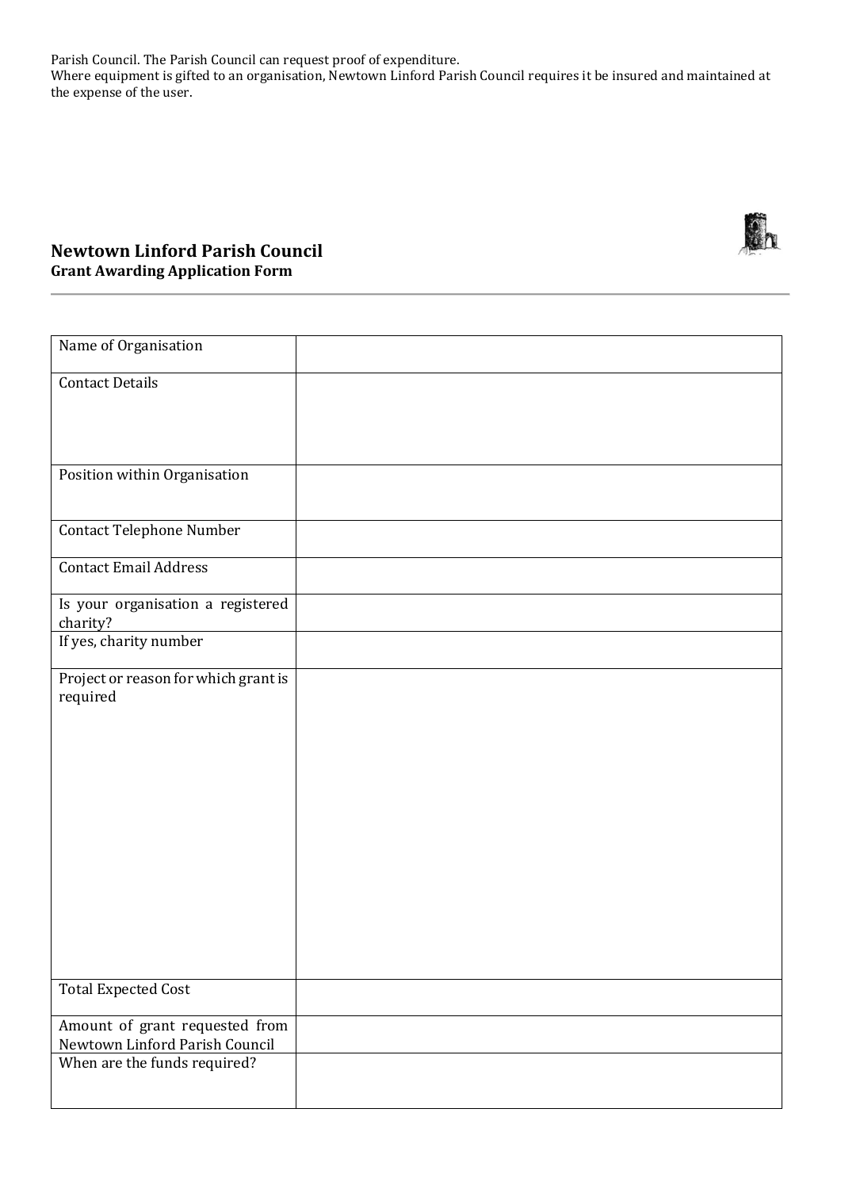Parish Council. The Parish Council can request proof of expenditure.
Where equipment is gifted to an organisation, Newtown Linford Parish Council requires it be insured and maintained at the expense of the user.

## Newtown Linford Parish Council
**Grant Awarding Application Form**

| | |
|---|---|
| Name of Organisation | |
| Contact Details | |
| Position within Organisation | |
| Contact Telephone Number | |
| Contact Email Address | |
| Is your organisation a registered charity? | |
| If yes, charity number | |
| Project or reason for which grant is required | |
| Total Expected Cost | |
| Amount of grant requested from Newtown Linford Parish Council | |
| When are the funds required? | |